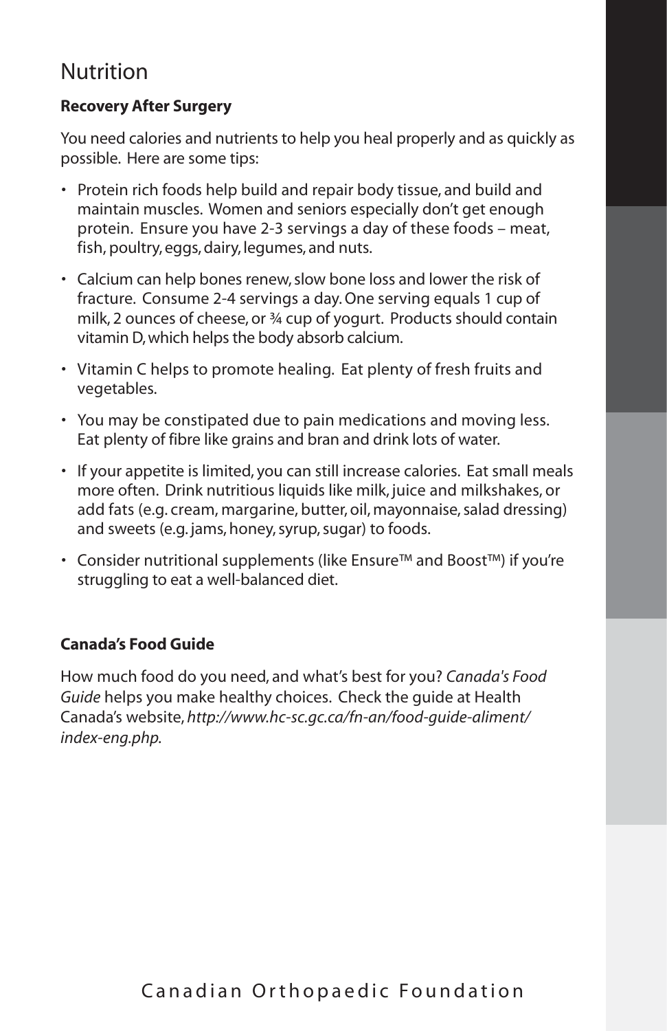# Nutrition

**Recovery After Surgery**

You need calories and nutrients to help you heal properly and as quickly as possible. Here are some tips:

- Protein rich foods help build and repair body tissue, and build and maintain muscles. Women and seniors especially don't get enough protein. Ensure you have 2-3 servings a day of these foods – meat, fish, poultry, eggs, dairy, legumes, and nuts.
- Calcium can help bones renew, slow bone loss and lower the risk of fracture. Consume 2-4 servings a day. One serving equals 1 cup of milk, 2 ounces of cheese, or ¾ cup of yogurt. Products should contain vitamin D, which helps the body absorb calcium.
- Vitamin C helps to promote healing. Eat plenty of fresh fruits and vegetables.
- You may be constipated due to pain medications and moving less. Eat plenty of fibre like grains and bran and drink lots of water.
- If your appetite is limited, you can still increase calories. Eat small meals more often. Drink nutritious liquids like milk, juice and milkshakes, or add fats (e.g. cream, margarine, butter, oil, mayonnaise, salad dressing) and sweets (e.g. jams, honey, syrup, sugar) to foods.
- Consider nutritional supplements (like Ensure™ and Boost™) if you're struggling to eat a well-balanced diet.

**Canada's Food Guide**

How much food do you need, and what's best for you? *Canada's Food Guide* helps you make healthy choices. Check the guide at Health Canada's website, *http://www.hc-sc.gc.ca/fn-an/food-guide-aliment/index-eng.php.*

Canadian Orthopaedic Foundation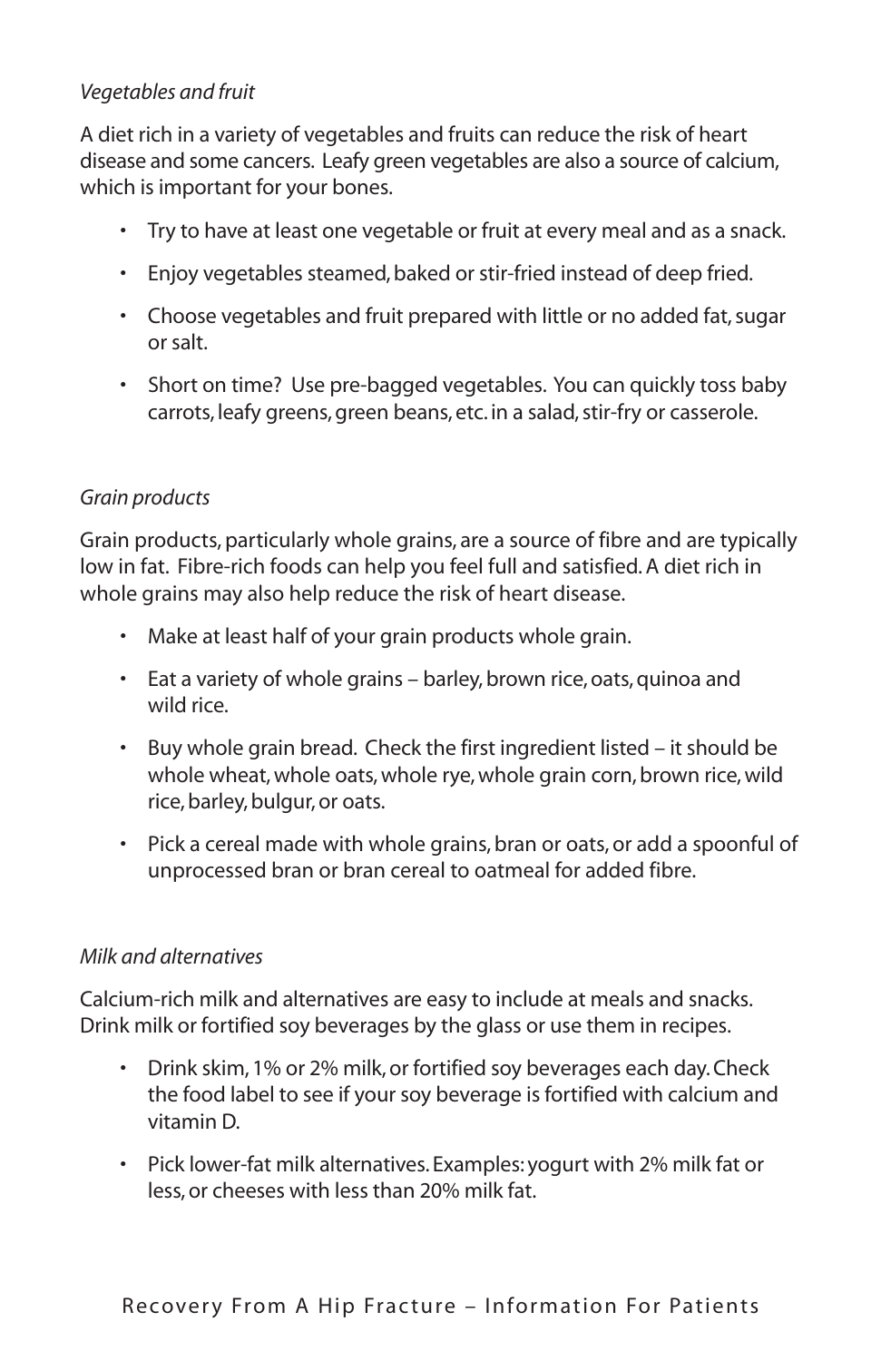*Vegetables and fruit*

A diet rich in a variety of vegetables and fruits can reduce the risk of heart disease and some cancers. Leafy green vegetables are also a source of calcium, which is important for your bones.

- Try to have at least one vegetable or fruit at every meal and as a snack.
- Enjoy vegetables steamed, baked or stir-fried instead of deep fried.
- Choose vegetables and fruit prepared with little or no added fat, sugar or salt.
- Short on time? Use pre-bagged vegetables. You can quickly toss baby carrots, leafy greens, green beans, etc. in a salad, stir-fry or casserole.

*Grain products*

Grain products, particularly whole grains, are a source of fibre and are typically low in fat. Fibre-rich foods can help you feel full and satisfied. A diet rich in whole grains may also help reduce the risk of heart disease.

- Make at least half of your grain products whole grain.
- Eat a variety of whole grains – barley, brown rice, oats, quinoa and wild rice.
- Buy whole grain bread. Check the first ingredient listed – it should be whole wheat, whole oats, whole rye, whole grain corn, brown rice, wild rice, barley, bulgur, or oats.
- Pick a cereal made with whole grains, bran or oats, or add a spoonful of unprocessed bran or bran cereal to oatmeal for added fibre.

*Milk and alternatives*

Calcium-rich milk and alternatives are easy to include at meals and snacks. Drink milk or fortified soy beverages by the glass or use them in recipes.

- Drink skim, 1% or 2% milk, or fortified soy beverages each day. Check the food label to see if your soy beverage is fortified with calcium and vitamin D.
- Pick lower-fat milk alternatives. Examples: yogurt with 2% milk fat or less, or cheeses with less than 20% milk fat.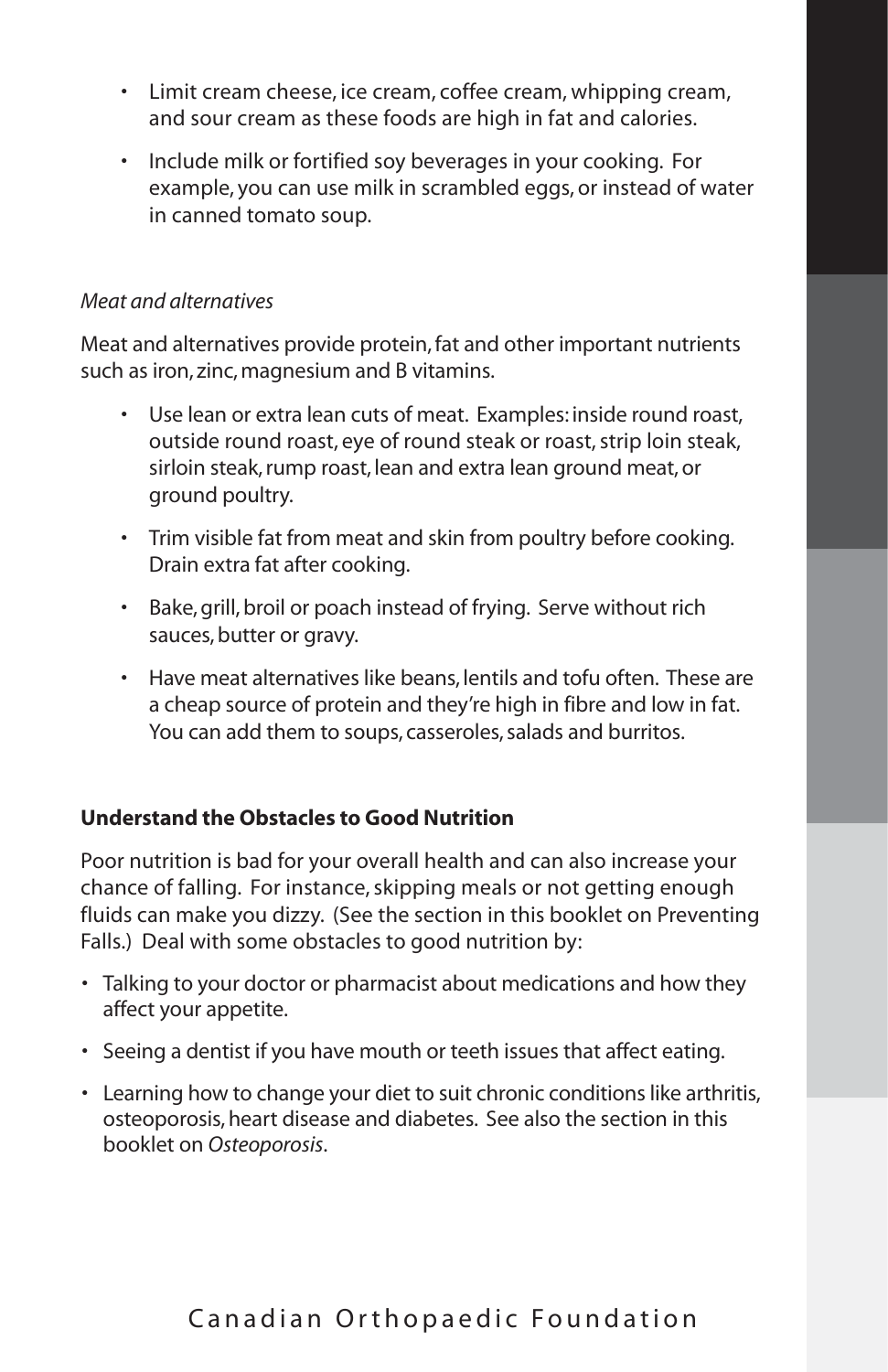- Limit cream cheese, ice cream, coffee cream, whipping cream, and sour cream as these foods are high in fat and calories.
- Include milk or fortified soy beverages in your cooking. For example, you can use milk in scrambled eggs, or instead of water in canned tomato soup.

*Meat and alternatives*

Meat and alternatives provide protein, fat and other important nutrients such as iron, zinc, magnesium and B vitamins.

- Use lean or extra lean cuts of meat. Examples: inside round roast, outside round roast, eye of round steak or roast, strip loin steak, sirloin steak, rump roast, lean and extra lean ground meat, or ground poultry.
- Trim visible fat from meat and skin from poultry before cooking. Drain extra fat after cooking.
- Bake, grill, broil or poach instead of frying. Serve without rich sauces, butter or gravy.
- Have meat alternatives like beans, lentils and tofu often. These are a cheap source of protein and they're high in fibre and low in fat. You can add them to soups, casseroles, salads and burritos.

**Understand the Obstacles to Good Nutrition**

Poor nutrition is bad for your overall health and can also increase your chance of falling. For instance, skipping meals or not getting enough fluids can make you dizzy. (See the section in this booklet on Preventing Falls.) Deal with some obstacles to good nutrition by:

- Talking to your doctor or pharmacist about medications and how they affect your appetite.
- Seeing a dentist if you have mouth or teeth issues that affect eating.
- Learning how to change your diet to suit chronic conditions like arthritis, osteoporosis, heart disease and diabetes. See also the section in this booklet on *Osteoporosis*.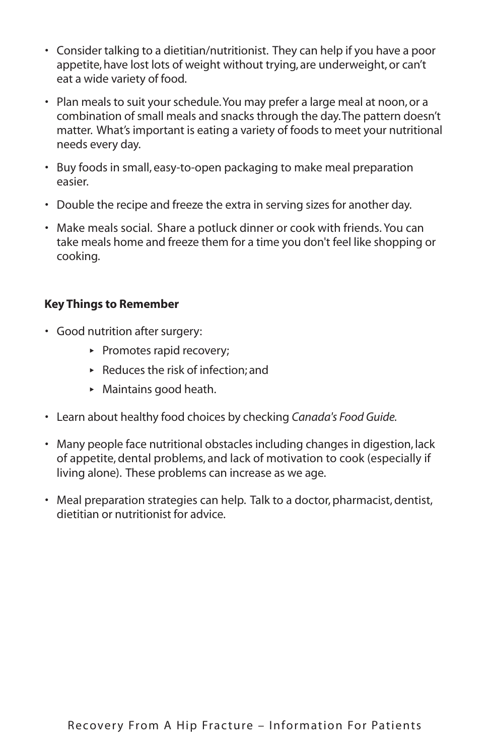- Consider talking to a dietitian/nutritionist. They can help if you have a poor appetite, have lost lots of weight without trying, are underweight, or can't eat a wide variety of food.
- Plan meals to suit your schedule. You may prefer a large meal at noon, or a combination of small meals and snacks through the day. The pattern doesn't matter. What's important is eating a variety of foods to meet your nutritional needs every day.
- Buy foods in small, easy-to-open packaging to make meal preparation easier.
- Double the recipe and freeze the extra in serving sizes for another day.
- Make meals social. Share a potluck dinner or cook with friends. You can take meals home and freeze them for a time you don't feel like shopping or cooking.

**Key Things to Remember**

- Good nutrition after surgery:
  - Promotes rapid recovery;
  - Reduces the risk of infection; and
  - Maintains good heath.
- Learn about healthy food choices by checking *Canada's Food Guide.*
- Many people face nutritional obstacles including changes in digestion, lack of appetite, dental problems, and lack of motivation to cook (especially if living alone). These problems can increase as we age.
- Meal preparation strategies can help. Talk to a doctor, pharmacist, dentist, dietitian or nutritionist for advice.